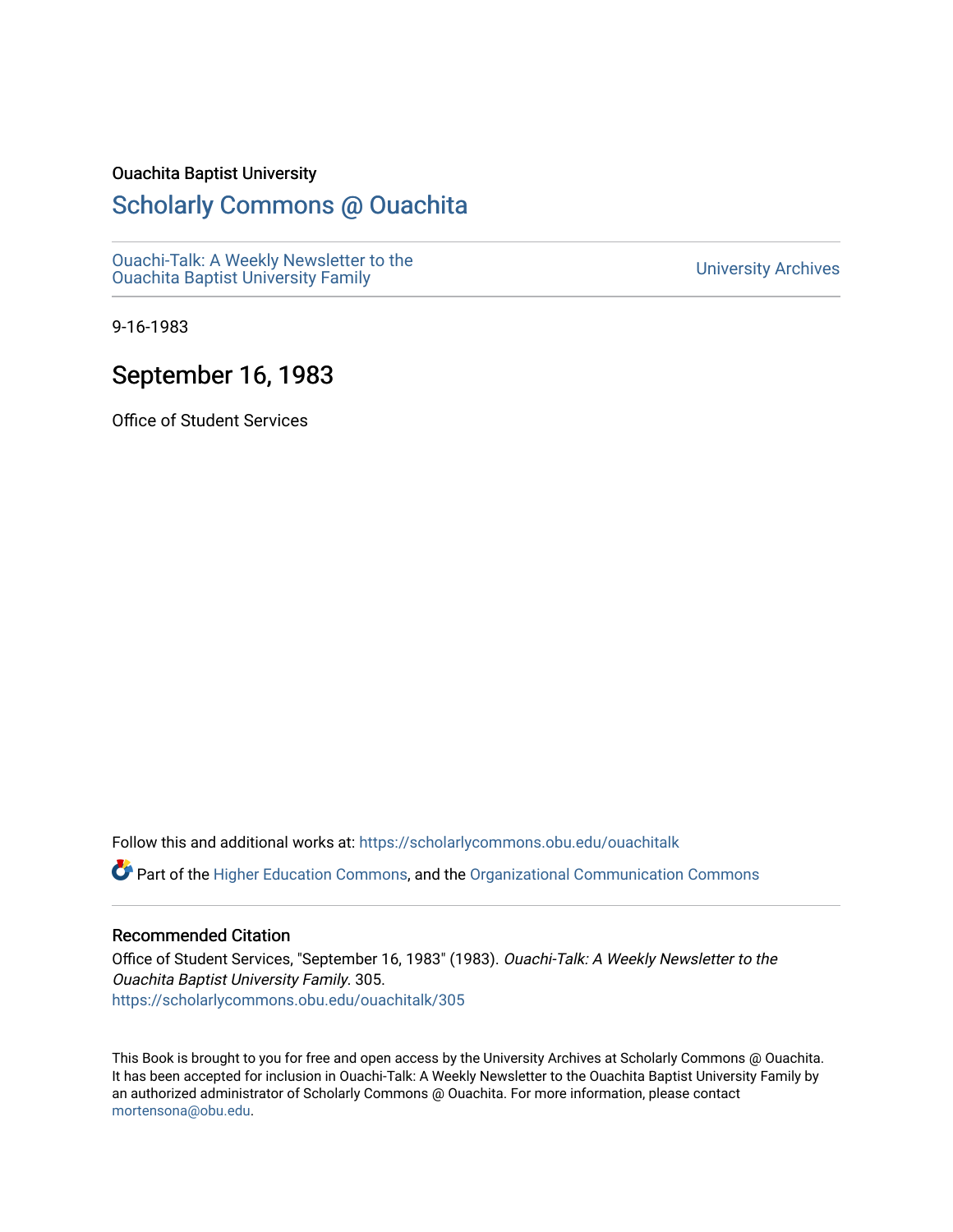Ouachita Baptist University

# Scholarly Commons @ Ouachita

Ouachi-Talk: A Weekly Newsletter to the Ouachita Baptist University Family

University Archives

9-16-1983

## September 16, 1983

Office of Student Services

Follow this and additional works at: https://scholarlycommons.obu.edu/ouachitalk

Part of the Higher Education Commons, and the Organizational Communication Commons

### Recommended Citation

Office of Student Services, "September 16, 1983" (1983). *Ouachi-Talk: A Weekly Newsletter to the Ouachita Baptist University Family*. 305.
https://scholarlycommons.obu.edu/ouachitalk/305

This Book is brought to you for free and open access by the University Archives at Scholarly Commons @ Ouachita. It has been accepted for inclusion in Ouachi-Talk: A Weekly Newsletter to the Ouachita Baptist University Family by an authorized administrator of Scholarly Commons @ Ouachita. For more information, please contact mortensona@obu.edu.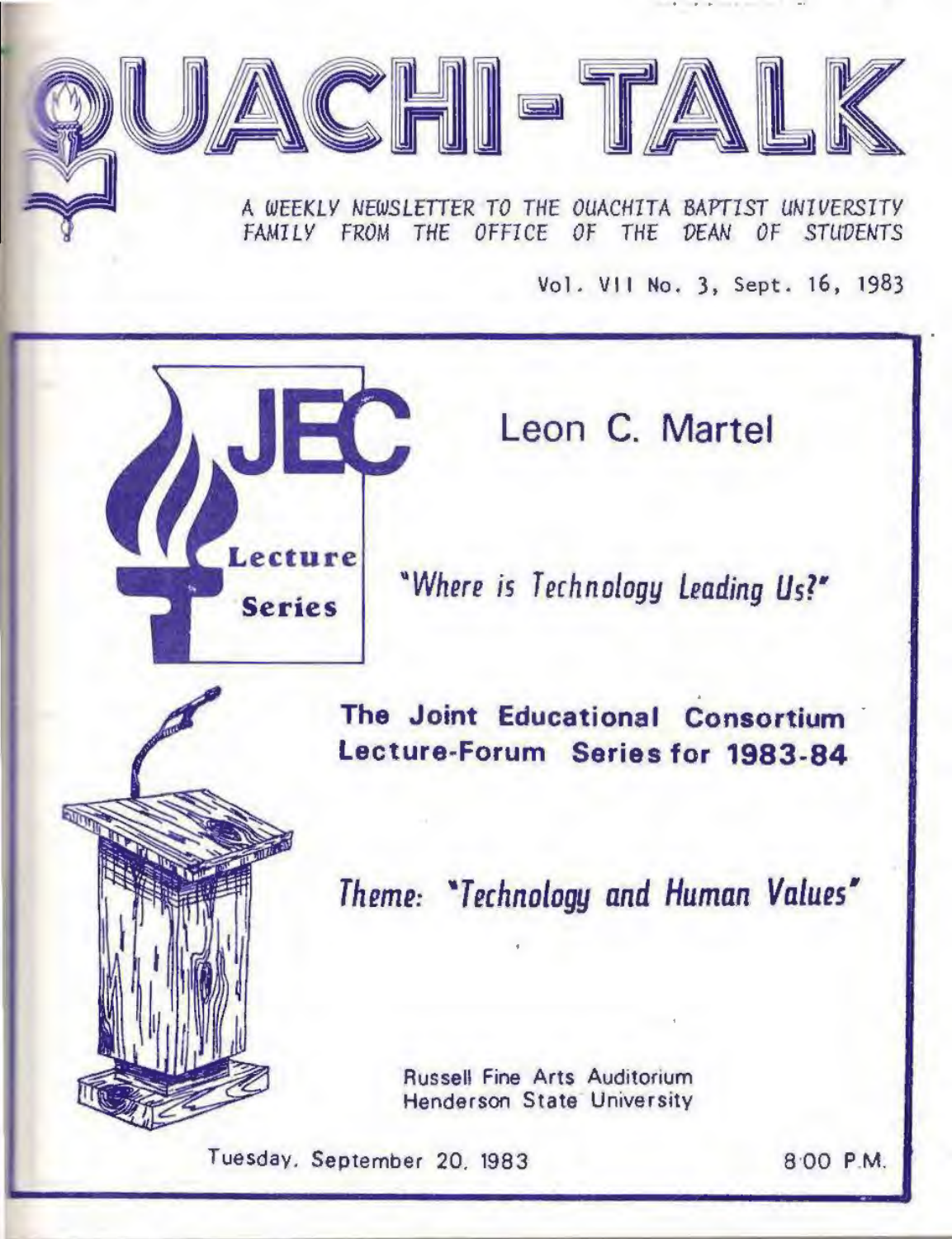# OUACHI-TALK

A WEEKLY NEWSLETTER TO THE OUACHITA BAPTIST UNIVERSITY FAMILY FROM THE OFFICE OF THE DEAN OF STUDENTS

Vol. VII No. 3, Sept. 16, 1983

JEC Lecture Series

## Leon C. Martel

*"Where is Technology Leading Us?"*

**The Joint Educational Consortium Lecture-Forum Series for 1983-84**

*Theme: "Technology and Human Values"*

Russell Fine Arts Auditorium
Henderson State University

Tuesday, September 20, 1983 — 8:00 P.M.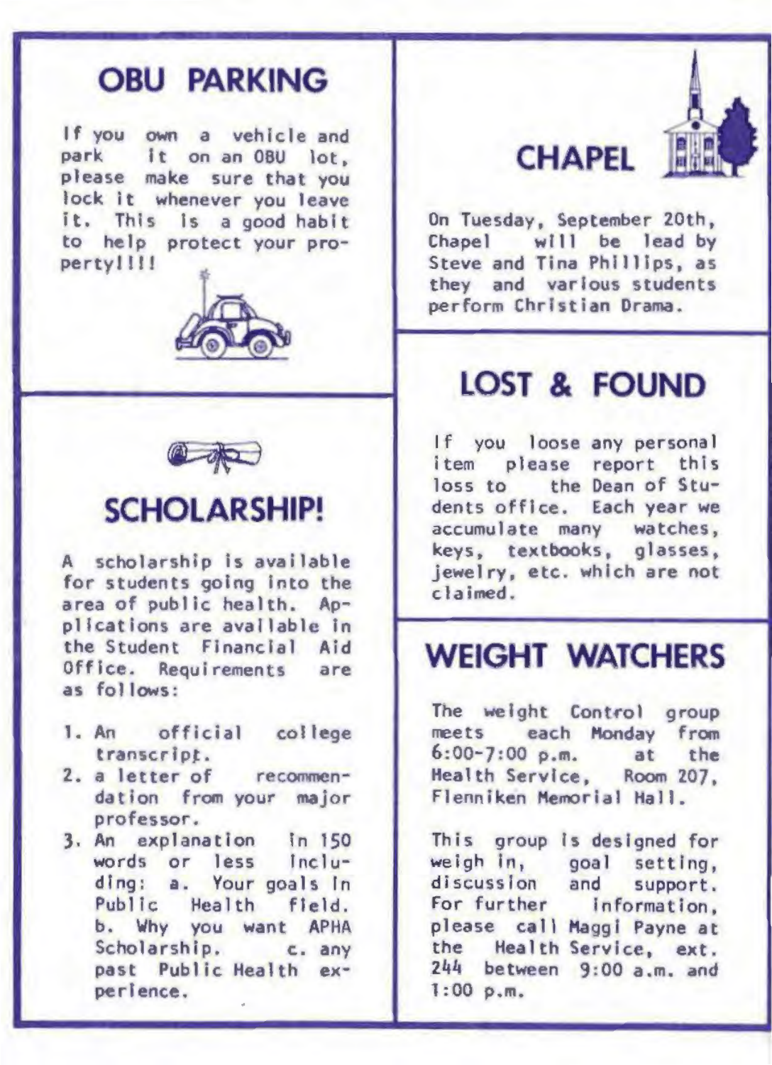## OBU PARKING

If you own a vehicle and park it on an OBU lot, please make sure that you lock it whenever you leave it. This is a good habit to help protect your property!!!!

## SCHOLARSHIP!

A scholarship is available for students going into the area of public health. Applications are available in the Student Financial Aid Office. Requirements are as follows:

1. An official college transcript.
2. a letter of recommendation from your major professor.
3. An explanation in 150 words or less including: a. Your goals in Public Health field. b. Why you want APHA Scholarship. c. any past Public Health experience.

## CHAPEL

On Tuesday, September 20th, Chapel will be lead by Steve and Tina Phillips, as they and various students perform Christian Drama.

## LOST & FOUND

If you loose any personal item please report this loss to the Dean of Students office. Each year we accumulate many watches, keys, textbooks, glasses, jewelry, etc. which are not claimed.

## WEIGHT WATCHERS

The weight Control group meets each Monday from 6:00-7:00 p.m. at the Health Service, Room 207, Flenniken Memorial Hall.

This group is designed for weigh in, goal setting, discussion and support. For further information, please call Maggi Payne at the Health Service, ext. 244 between 9:00 a.m. and 1:00 p.m.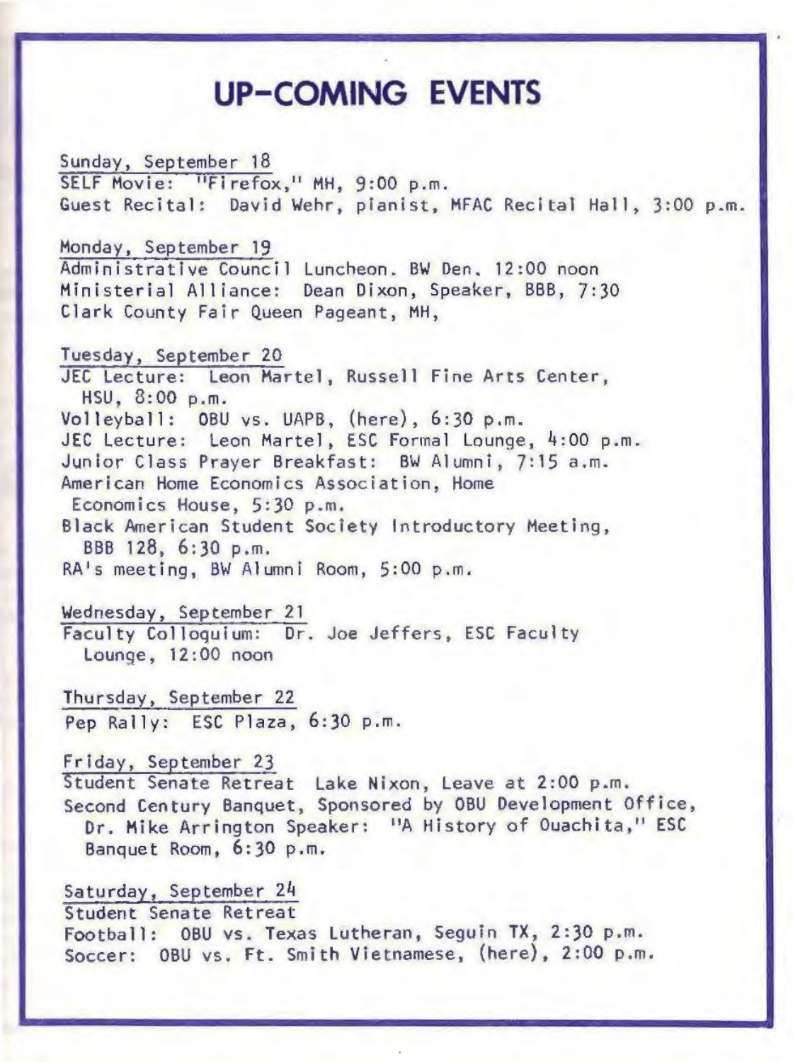# UP-COMING EVENTS

Sunday, September 18

SELF Movie: "Firefox," MH, 9:00 p.m.
Guest Recital: David Wehr, pianist, MFAC Recital Hall, 3:00 p.m.

Monday, September 19

Administrative Council Luncheon. BW Den. 12:00 noon
Ministerial Alliance: Dean Dixon, Speaker, BBB, 7:30
Clark County Fair Queen Pageant, MH,

Tuesday, September 20

JEC Lecture: Leon Martel, Russell Fine Arts Center, HSU, 8:00 p.m.
Volleyball: OBU vs. UAPB, (here), 6:30 p.m.
JEC Lecture: Leon Martel, ESC Formal Lounge, 4:00 p.m.
Junior Class Prayer Breakfast: BW Alumni, 7:15 a.m.
American Home Economics Association, Home Economics House, 5:30 p.m.
Black American Student Society Introductory Meeting, BBB 128, 6:30 p.m.
RA's meeting, BW Alumni Room, 5:00 p.m.

Wednesday, September 21

Faculty Colloquium: Dr. Joe Jeffers, ESC Faculty Lounge, 12:00 noon

Thursday, September 22

Pep Rally: ESC Plaza, 6:30 p.m.

Friday, September 23

Student Senate Retreat Lake Nixon, Leave at 2:00 p.m.
Second Century Banquet, Sponsored by OBU Development Office, Dr. Mike Arrington Speaker: "A History of Ouachita," ESC Banquet Room, 6:30 p.m.

Saturday, September 24

Student Senate Retreat
Football: OBU vs. Texas Lutheran, Seguin TX, 2:30 p.m.
Soccer: OBU vs. Ft. Smith Vietnamese, (here), 2:00 p.m.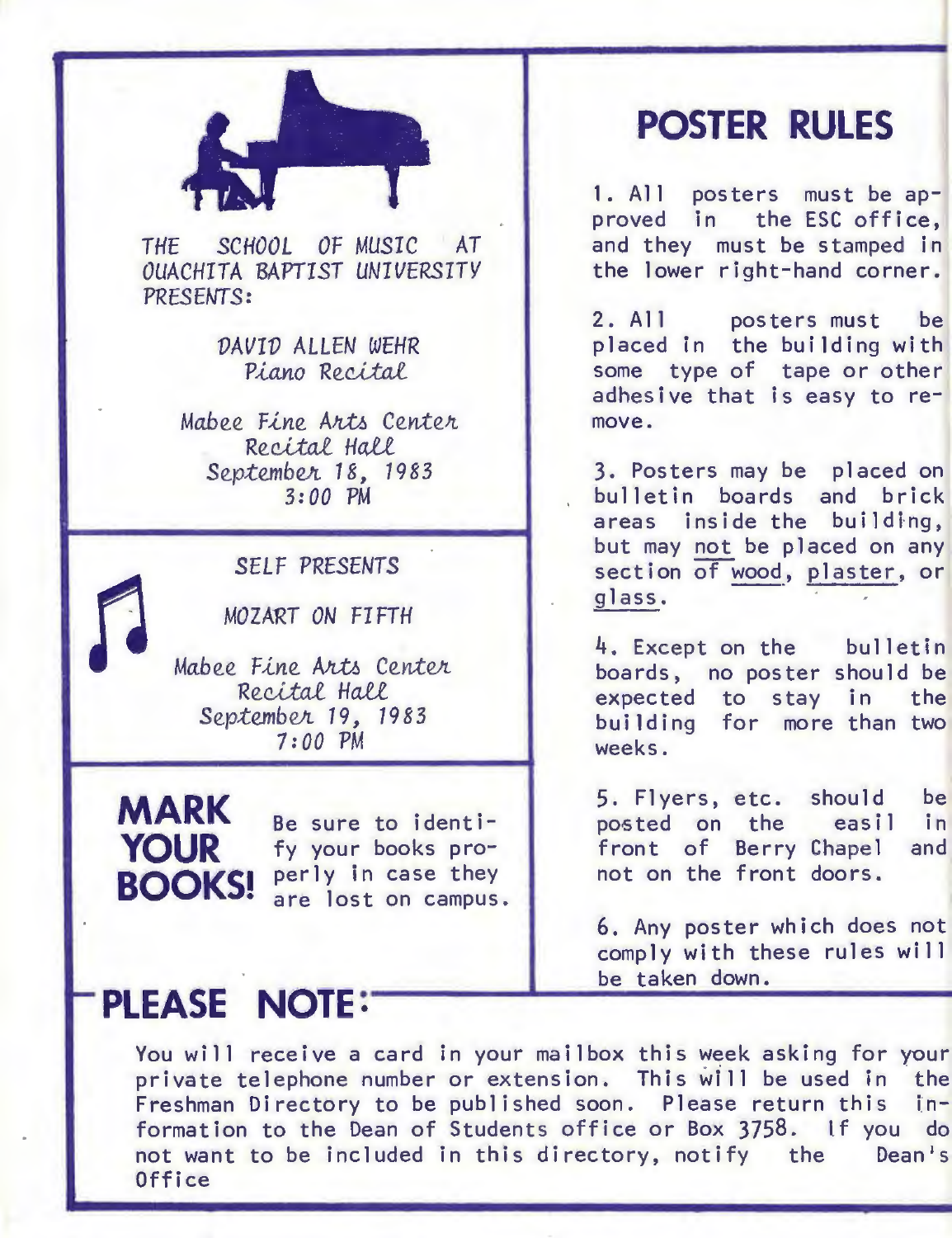THE SCHOOL OF MUSIC AT OUACHITA BAPTIST UNIVERSITY PRESENTS:

*DAVID ALLEN WEHR*
*Piano Recital*

*Mabee Fine Arts Center*
*Recital Hall*
*September 18, 1983*
*3:00 PM*

*SELF PRESENTS*

*MOZART ON FIFTH*

*Mabee Fine Arts Center*
*Recital Hall*
*September 19, 1983*
*7:00 PM*

**MARK YOUR BOOKS!** Be sure to identify your books properly in case they are lost on campus.

## POSTER RULES

1. All posters must be approved in the ESC office, and they must be stamped in the lower right-hand corner.

2. All posters must be placed in the building with some type of tape or other adhesive that is easy to remove.

3. Posters may be placed on bulletin boards and brick areas inside the building, but may not be placed on any section of wood, plaster, or glass.

4. Except on the bulletin boards, no poster should be expected to stay in the building for more than two weeks.

5. Flyers, etc. should be posted on the easil in front of Berry Chapel and not on the front doors.

6. Any poster which does not comply with these rules will be taken down.

## PLEASE NOTE:

You will receive a card in your mailbox this week asking for your private telephone number or extension. This will be used in the Freshman Directory to be published soon. Please return this information to the Dean of Students office or Box 3758. If you do not want to be included in this directory, notify the Dean's Office